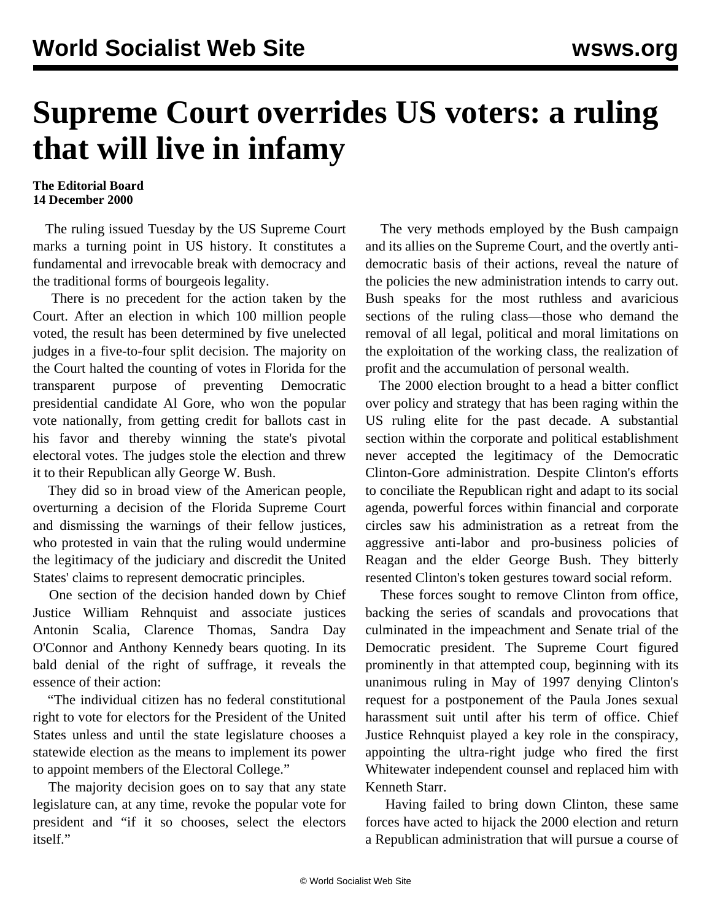# Supreme Court overrides US voters: a ruling that will live in infamy

**The Editorial Board**
**14 December 2000**

The ruling issued Tuesday by the US Supreme Court marks a turning point in US history. It constitutes a fundamental and irrevocable break with democracy and the traditional forms of bourgeois legality.

There is no precedent for the action taken by the Court. After an election in which 100 million people voted, the result has been determined by five unelected judges in a five-to-four split decision. The majority on the Court halted the counting of votes in Florida for the transparent purpose of preventing Democratic presidential candidate Al Gore, who won the popular vote nationally, from getting credit for ballots cast in his favor and thereby winning the state's pivotal electoral votes. The judges stole the election and threw it to their Republican ally George W. Bush.

They did so in broad view of the American people, overturning a decision of the Florida Supreme Court and dismissing the warnings of their fellow justices, who protested in vain that the ruling would undermine the legitimacy of the judiciary and discredit the United States' claims to represent democratic principles.

One section of the decision handed down by Chief Justice William Rehnquist and associate justices Antonin Scalia, Clarence Thomas, Sandra Day O'Connor and Anthony Kennedy bears quoting. In its bald denial of the right of suffrage, it reveals the essence of their action:

"The individual citizen has no federal constitutional right to vote for electors for the President of the United States unless and until the state legislature chooses a statewide election as the means to implement its power to appoint members of the Electoral College."

The majority decision goes on to say that any state legislature can, at any time, revoke the popular vote for president and "if it so chooses, select the electors itself."

The very methods employed by the Bush campaign and its allies on the Supreme Court, and the overtly anti-democratic basis of their actions, reveal the nature of the policies the new administration intends to carry out. Bush speaks for the most ruthless and avaricious sections of the ruling class—those who demand the removal of all legal, political and moral limitations on the exploitation of the working class, the realization of profit and the accumulation of personal wealth.

The 2000 election brought to a head a bitter conflict over policy and strategy that has been raging within the US ruling elite for the past decade. A substantial section within the corporate and political establishment never accepted the legitimacy of the Democratic Clinton-Gore administration. Despite Clinton's efforts to conciliate the Republican right and adapt to its social agenda, powerful forces within financial and corporate circles saw his administration as a retreat from the aggressive anti-labor and pro-business policies of Reagan and the elder George Bush. They bitterly resented Clinton's token gestures toward social reform.

These forces sought to remove Clinton from office, backing the series of scandals and provocations that culminated in the impeachment and Senate trial of the Democratic president. The Supreme Court figured prominently in that attempted coup, beginning with its unanimous ruling in May of 1997 denying Clinton's request for a postponement of the Paula Jones sexual harassment suit until after his term of office. Chief Justice Rehnquist played a key role in the conspiracy, appointing the ultra-right judge who fired the first Whitewater independent counsel and replaced him with Kenneth Starr.

Having failed to bring down Clinton, these same forces have acted to hijack the 2000 election and return a Republican administration that will pursue a course of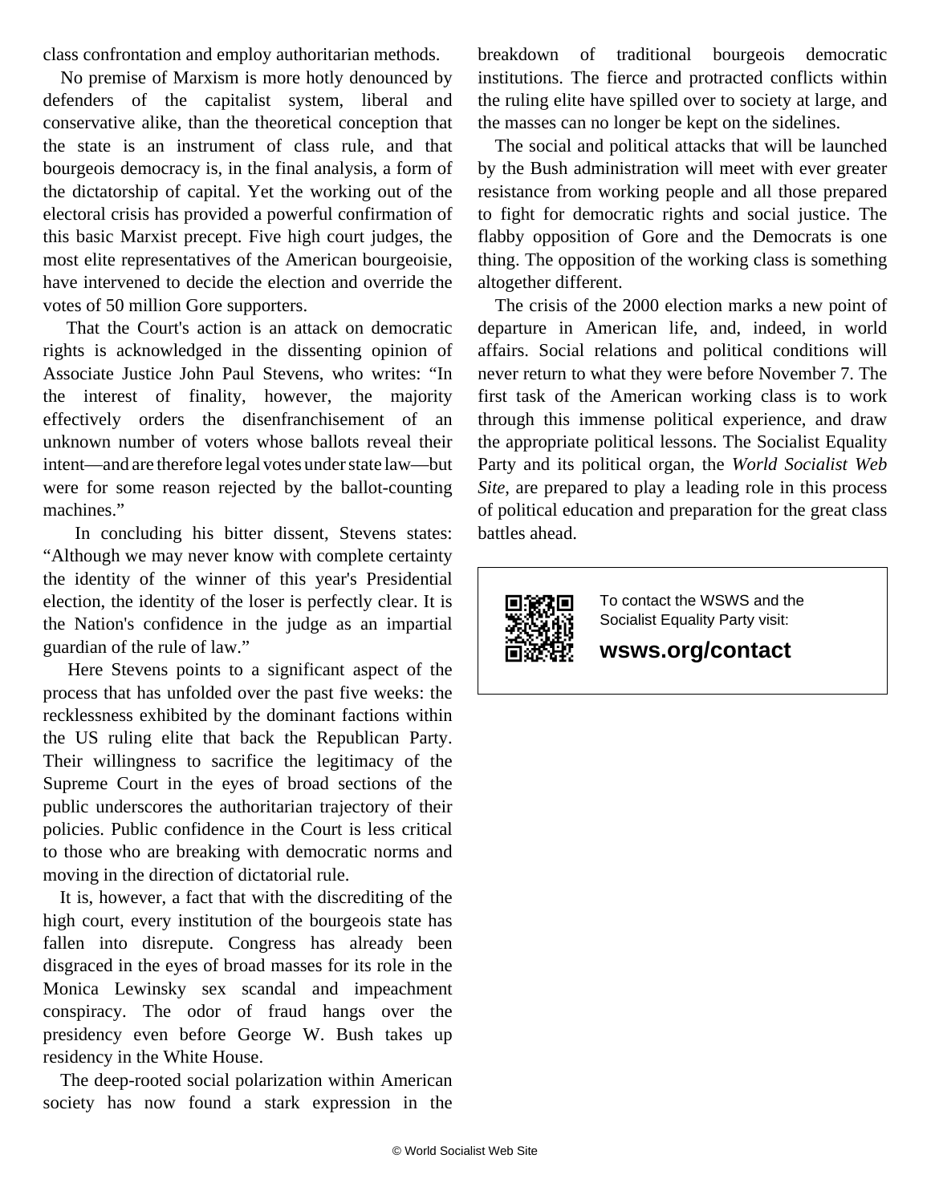class confrontation and employ authoritarian methods.

No premise of Marxism is more hotly denounced by defenders of the capitalist system, liberal and conservative alike, than the theoretical conception that the state is an instrument of class rule, and that bourgeois democracy is, in the final analysis, a form of the dictatorship of capital. Yet the working out of the electoral crisis has provided a powerful confirmation of this basic Marxist precept. Five high court judges, the most elite representatives of the American bourgeoisie, have intervened to decide the election and override the votes of 50 million Gore supporters.

That the Court's action is an attack on democratic rights is acknowledged in the dissenting opinion of Associate Justice John Paul Stevens, who writes: "In the interest of finality, however, the majority effectively orders the disenfranchisement of an unknown number of voters whose ballots reveal their intent—and are therefore legal votes under state law—but were for some reason rejected by the ballot-counting machines."

In concluding his bitter dissent, Stevens states: "Although we may never know with complete certainty the identity of the winner of this year's Presidential election, the identity of the loser is perfectly clear. It is the Nation's confidence in the judge as an impartial guardian of the rule of law."

Here Stevens points to a significant aspect of the process that has unfolded over the past five weeks: the recklessness exhibited by the dominant factions within the US ruling elite that back the Republican Party. Their willingness to sacrifice the legitimacy of the Supreme Court in the eyes of broad sections of the public underscores the authoritarian trajectory of their policies. Public confidence in the Court is less critical to those who are breaking with democratic norms and moving in the direction of dictatorial rule.

It is, however, a fact that with the discrediting of the high court, every institution of the bourgeois state has fallen into disrepute. Congress has already been disgraced in the eyes of broad masses for its role in the Monica Lewinsky sex scandal and impeachment conspiracy. The odor of fraud hangs over the presidency even before George W. Bush takes up residency in the White House.

The deep-rooted social polarization within American society has now found a stark expression in the breakdown of traditional bourgeois democratic institutions. The fierce and protracted conflicts within the ruling elite have spilled over to society at large, and the masses can no longer be kept on the sidelines.

The social and political attacks that will be launched by the Bush administration will meet with ever greater resistance from working people and all those prepared to fight for democratic rights and social justice. The flabby opposition of Gore and the Democrats is one thing. The opposition of the working class is something altogether different.

The crisis of the 2000 election marks a new point of departure in American life, and, indeed, in world affairs. Social relations and political conditions will never return to what they were before November 7. The first task of the American working class is to work through this immense political experience, and draw the appropriate political lessons. The Socialist Equality Party and its political organ, the *World Socialist Web Site*, are prepared to play a leading role in this process of political education and preparation for the great class battles ahead.

To contact the WSWS and the Socialist Equality Party visit:

**wsws.org/contact**